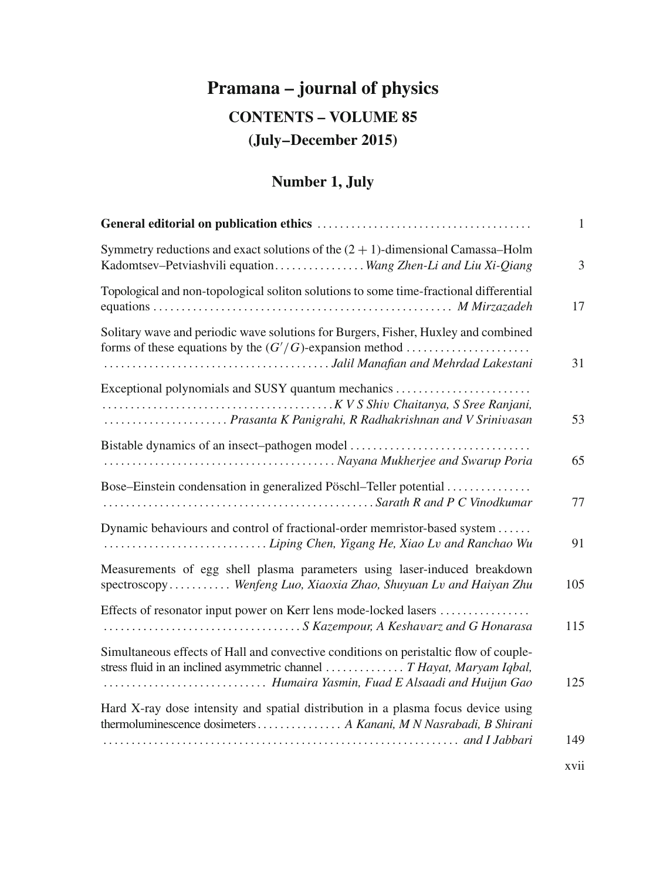# Pramana – journal of physics

## CONTENTS – VOLUME 85

## (July–December 2015)

### Number 1, July

| | |
|---|---|
| **General editorial on publication ethics** | 1 |
| Symmetry reductions and exact solutions of the $(2+1)$-dimensional Camassa–Holm Kadomtsev–Petviashvili equation . . . . *Wang Zhen-Li and Liu Xi-Qiang* | 3 |
| Topological and non-topological soliton solutions to some time-fractional differential equations . . . . *M Mirzazadeh* | 17 |
| Solitary wave and periodic wave solutions for Burgers, Fisher, Huxley and combined forms of these equations by the $(G'/G)$-expansion method . . . . *Jalil Manafian and Mehrdad Lakestani* | 31 |
| Exceptional polynomials and SUSY quantum mechanics . . . . *K V S Shiv Chaitanya, S Sree Ranjani, Prasanta K Panigrahi, R Radhakrishnan and V Srinivasan* | 53 |
| Bistable dynamics of an insect–pathogen model . . . . *Nayana Mukherjee and Swarup Poria* | 65 |
| Bose–Einstein condensation in generalized Pöschl–Teller potential . . . . *Sarath R and P C Vinodkumar* | 77 |
| Dynamic behaviours and control of fractional-order memristor-based system . . . . *Liping Chen, Yigang He, Xiao Lv and Ranchao Wu* | 91 |
| Measurements of egg shell plasma parameters using laser-induced breakdown spectroscopy . . . . *Wenfeng Luo, Xiaoxia Zhao, Shuyuan Lv and Haiyan Zhu* | 105 |
| Effects of resonator input power on Kerr lens mode-locked lasers . . . . *S Kazempour, A Keshavarz and G Honarasa* | 115 |
| Simultaneous effects of Hall and convective conditions on peristaltic flow of couple-stress fluid in an inclined asymmetric channel . . . . *T Hayat, Maryam Iqbal, Humaira Yasmin, Fuad E Alsaadi and Huijun Gao* | 125 |
| Hard X-ray dose intensity and spatial distribution in a plasma focus device using thermoluminescence dosimeters . . . . *A Kanani, M N Nasrabadi, B Shirani and I Jabbari* | 149 |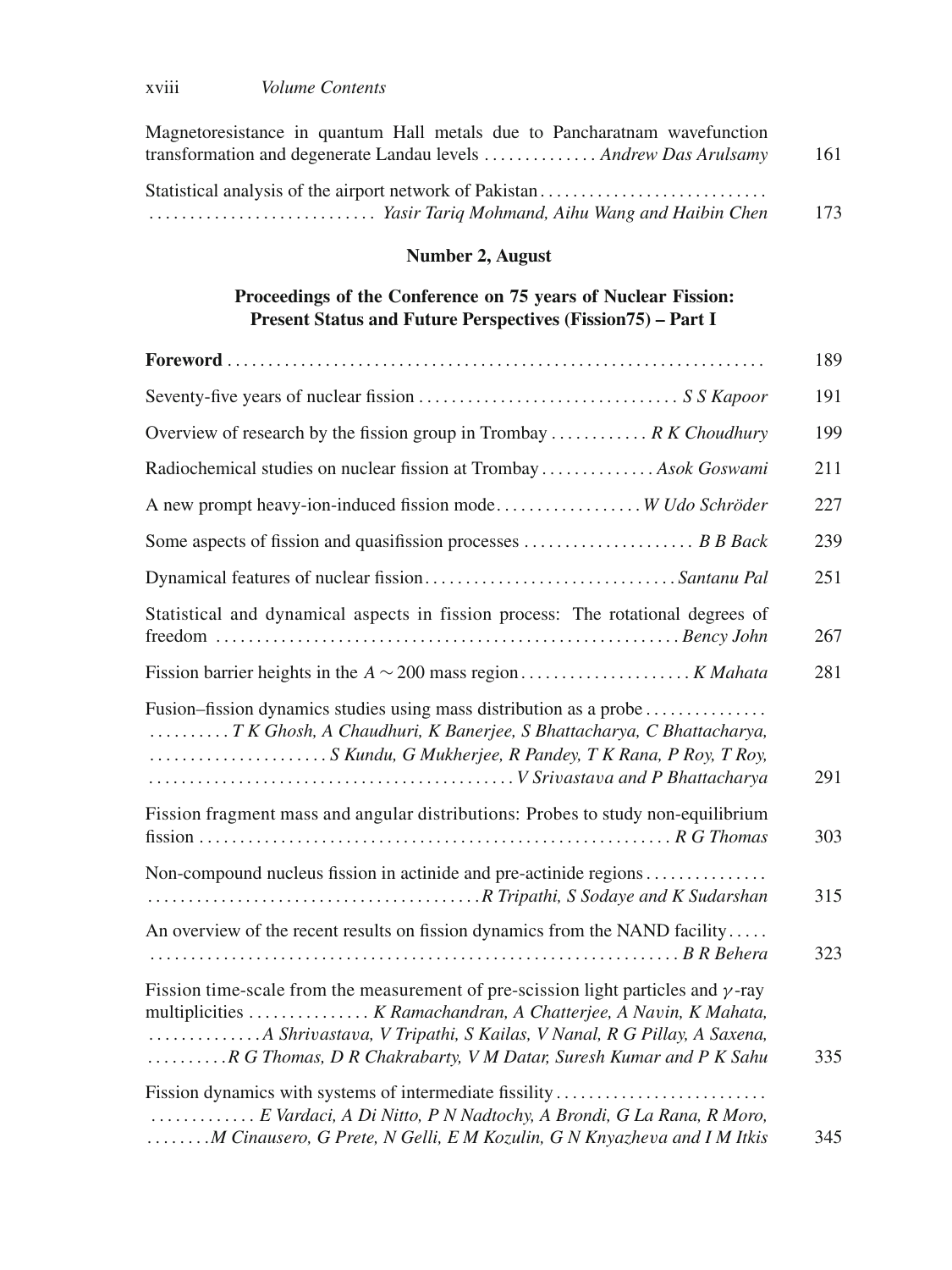Magnetoresistance in quantum Hall metals due to Pancharatnam wavefunction transformation and degenerate Landau levels . . . . . . . . . . . . . *Andrew Das Arulsamy* 161

Statistical analysis of the airport network of Pakistan . . . . . . . . . . . . *Yasir Tariq Mohmand, Aihu Wang and Haibin Chen* 173

### Number 2, August

### Proceedings of the Conference on 75 years of Nuclear Fission: Present Status and Future Perspectives (Fission75) – Part I

**Foreword** . . . . . . . . . . . . . . . . . . . . . . . . 189

Seventy-five years of nuclear fission . . . . . . . . . . . . *S S Kapoor* 191

Overview of research by the fission group in Trombay . . . . . . . . . . . . *R K Choudhury* 199

Radiochemical studies on nuclear fission at Trombay . . . . . . . . . . . . *Asok Goswami* 211

A new prompt heavy-ion-induced fission mode . . . . . . . . . . . . *W Udo Schröder* 227

Some aspects of fission and quasifission processes . . . . . . . . . . . . *B B Back* 239

Dynamical features of nuclear fission . . . . . . . . . . . . *Santanu Pal* 251

Statistical and dynamical aspects in fission process: The rotational degrees of freedom . . . . . . . . . . . . *Bency John* 267

Fission barrier heights in the $A \sim 200$ mass region . . . . . . . . . . . . *K Mahata* 281

Fusion–fission dynamics studies using mass distribution as a probe . . . . . . . . . . . . *T K Ghosh, A Chaudhuri, K Banerjee, S Bhattacharya, C Bhattacharya, S Kundu, G Mukherjee, R Pandey, T K Rana, P Roy, T Roy, V Srivastava and P Bhattacharya* 291

Fission fragment mass and angular distributions: Probes to study non-equilibrium fission . . . . . . . . . . . . *R G Thomas* 303

Non-compound nucleus fission in actinide and pre-actinide regions . . . . . . . . . . . . *R Tripathi, S Sodaye and K Sudarshan* 315

An overview of the recent results on fission dynamics from the NAND facility . . . . . . . . . . . . *B R Behera* 323

Fission time-scale from the measurement of pre-scission light particles and $\gamma$-ray multiplicities . . . . . . . . . . . . *K Ramachandran, A Chatterjee, A Navin, K Mahata, A Shrivastava, V Tripathi, S Kailas, V Nanal, R G Pillay, A Saxena, R G Thomas, D R Chakrabarty, V M Datar, Suresh Kumar and P K Sahu* 335

Fission dynamics with systems of intermediate fissility . . . . . . . . . . . . *E Vardaci, A Di Nitto, P N Nadtochy, A Brondi, G La Rana, R Moro, M Cinausero, G Prete, N Gelli, E M Kozulin, G N Knyazheva and I M Itkis* 345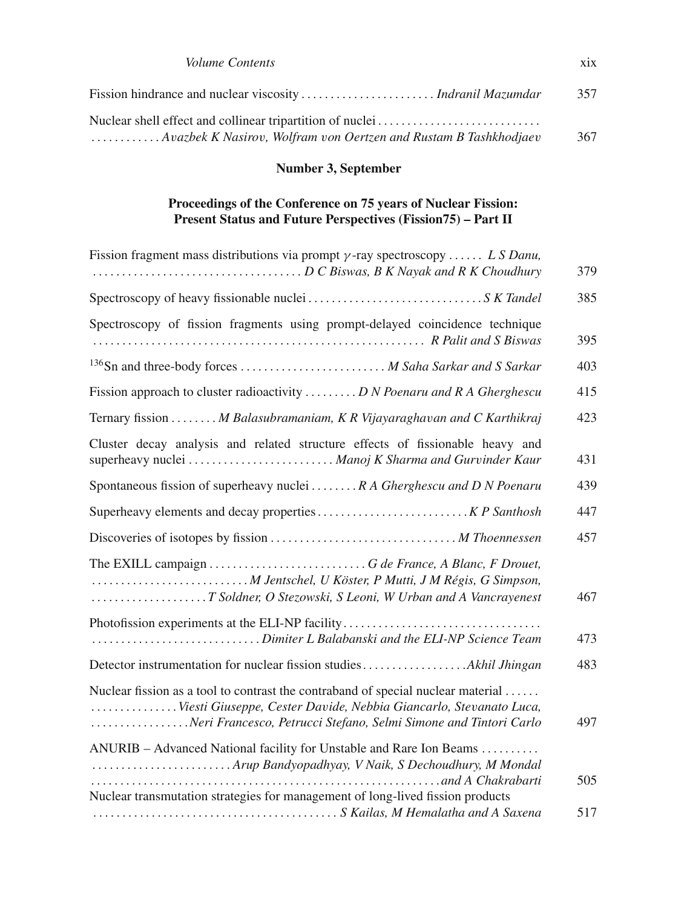Fission hindrance and nuclear viscosity . . . . . . . . . . . . . . . . . . . . . . . *Indranil Mazumdar* 357

Nuclear shell effect and collinear tripartition of nuclei . . . . . . . . . . . . . . . . . . . . . . . . . . . .
. . . . . . . . . . . . *Avazbek K Nasirov, Wolfram von Oertzen and Rustam B Tashkhodjaev* 367

## Number 3, September

### Proceedings of the Conference on 75 years of Nuclear Fission: Present Status and Future Perspectives (Fission75) – Part II

Fission fragment mass distributions via prompt $\gamma$-ray spectroscopy . . . . . . *L S Danu, D C Biswas, B K Nayak and R K Choudhury* 379

Spectroscopy of heavy fissionable nuclei . . . . . . . . . . . . . . . . . . . . . . . . . . . . . . *S K Tandel* 385

Spectroscopy of fission fragments using prompt-delayed coincidence technique . . . . . . . . . . . . . . . . . . . . . . . . . . . . . . . . . . . . . . . . . . . . . . . . . . . . . . . . *R Palit and S Biswas* 395

$^{136}$Sn and three-body forces . . . . . . . . . . . . . . . . . . . . . . . . . . *M Saha Sarkar and S Sarkar* 403

Fission approach to cluster radioactivity . . . . . . . . . *D N Poenaru and R A Gherghescu* 415

Ternary fission . . . . . . . . *M Balasubramaniam, K R Vijayaraghavan and C Karthikraj* 423

Cluster decay analysis and related structure effects of fissionable heavy and superheavy nuclei . . . . . . . . . . . . . . . . . . . . . . . . . *Manoj K Sharma and Gurvinder Kaur* 431

Spontaneous fission of superheavy nuclei . . . . . . . . *R A Gherghescu and D N Poenaru* 439

Superheavy elements and decay properties . . . . . . . . . . . . . . . . . . . . . . . . . . *K P Santhosh* 447

Discoveries of isotopes by fission . . . . . . . . . . . . . . . . . . . . . . . . . . . . . . . . *M Thoennessen* 457

The EXILL campaign . . . . . . . . . . . . . . . . . . . . . . . . . . . *G de France, A Blanc, F Drouet, M Jentschel, U Köster, P Mutti, J M Régis, G Simpson, T Soldner, O Stezowski, S Leoni, W Urban and A Vancrayenest* 467

Photofission experiments at the ELI-NP facility . . . . . . . . . . . . . . . . . . . . . . . . . . . . . . . . . .
. . . . . . . . . . . . . . . . . . . . . . . . . . . . . *Dimiter L Balabanski and the ELI-NP Science Team* 473

Detector instrumentation for nuclear fission studies . . . . . . . . . . . . . . . . . . *Akhil Jhingan* 483

Nuclear fission as a tool to contrast the contraband of special nuclear material . . . . . .
. . . . . . . . . . . . . . . *Viesti Giuseppe, Cester Davide, Nebbia Giancarlo, Stevanato Luca, Neri Francesco, Petrucci Stefano, Selmi Simone and Tintori Carlo* 497

ANURIB – Advanced National facility for Unstable and Rare Ion Beams . . . . . . . . . .
. . . . . . . . . . . . . . . . . . . . . . . . *Arup Bandyopadhyay, V Naik, S Dechoudhury, M Mondal and A Chakrabarti* 505

Nuclear transmutation strategies for management of long-lived fission products
. . . . . . . . . . . . . . . . . . . . . . . . . . . . . . . . . . . . . . . . . . *S Kailas, M Hemalatha and A Saxena* 517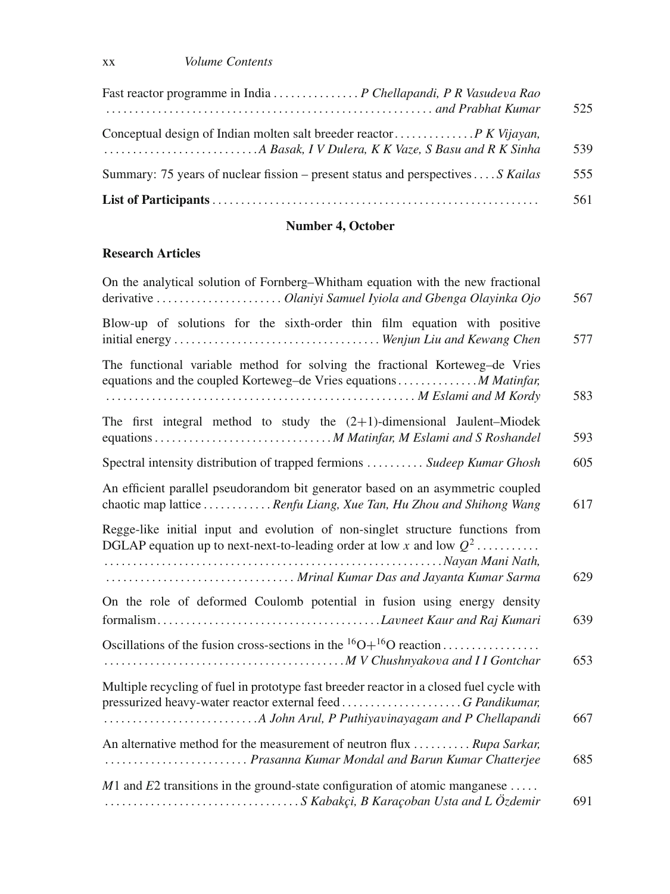Fast reactor programme in India . . . . . . . . . . . . . . . *P Chellapandi, P R Vasudeva Rao and Prabhat Kumar* 525

Conceptual design of Indian molten salt breeder reactor . . . . . . . . . . . . . *P K Vijayan, A Basak, I V Dulera, K K Vaze, S Basu and R K Sinha* 539

Summary: 75 years of nuclear fission – present status and perspectives . . . . *S Kailas* 555

**List of Participants** . . . . . . . . . . . . . . . . . . . . . . . . . . . . . . . . . . . . . . . . . . . 561

## Number 4, October

### Research Articles

On the analytical solution of Fornberg–Whitham equation with the new fractional derivative . . . . . . . . . . . . . . . . . . . . . *Olaniyi Samuel Iyiola and Gbenga Olayinka Ojo* 567

Blow-up of solutions for the sixth-order thin film equation with positive initial energy . . . . . . . . . . . . . . . . . . . . . . . . . . . . . . . . . . . *Wenjun Liu and Kewang Chen* 577

The functional variable method for solving the fractional Korteweg–de Vries equations and the coupled Korteweg–de Vries equations . . . . . . . . . . . . . *M Matinfar, M Eslami and M Kordy* 583

The first integral method to study the (2+1)-dimensional Jaulent–Miodek equations . . . . . . . . . . . . . . . . . . . . . . . . . . . . . . *M Matinfar, M Eslami and S Roshandel* 593

Spectral intensity distribution of trapped fermions . . . . . . . . . . *Sudeep Kumar Ghosh* 605

An efficient parallel pseudorandom bit generator based on an asymmetric coupled chaotic map lattice . . . . . . . . . . . . *Renfu Liang, Xue Tan, Hu Zhou and Shihong Wang* 617

Regge-like initial input and evolution of non-singlet structure functions from DGLAP equation up to next-next-to-leading order at low $x$ and low $Q^2$ . . . . . . . . . . . *Nayan Mani Nath, Mrinal Kumar Das and Jayanta Kumar Sarma* 629

On the role of deformed Coulomb potential in fusion using energy density formalism . . . . . . . . . . . . . . . . . . . . . . . . . . . . . . . . . . . . . *Lavneet Kaur and Raj Kumari* 639

Oscillations of the fusion cross-sections in the $^{16}O+^{16}O$ reaction . . . . . . . . . . . . . . . . . *M V Chushnyakova and I I Gontchar* 653

Multiple recycling of fuel in prototype fast breeder reactor in a closed fuel cycle with pressurized heavy-water reactor external feed . . . . . . . . . . . . . . . . . . . . . *G Pandikumar, A John Arul, P Puthiyavinayagam and P Chellapandi* 667

An alternative method for the measurement of neutron flux . . . . . . . . . . *Rupa Sarkar, Prasanna Kumar Mondal and Barun Kumar Chatterjee* 685

$M1$ and $E2$ transitions in the ground-state configuration of atomic manganese . . . . . *S Kabakçi, B Karaçoban Usta and L Özdemir* 691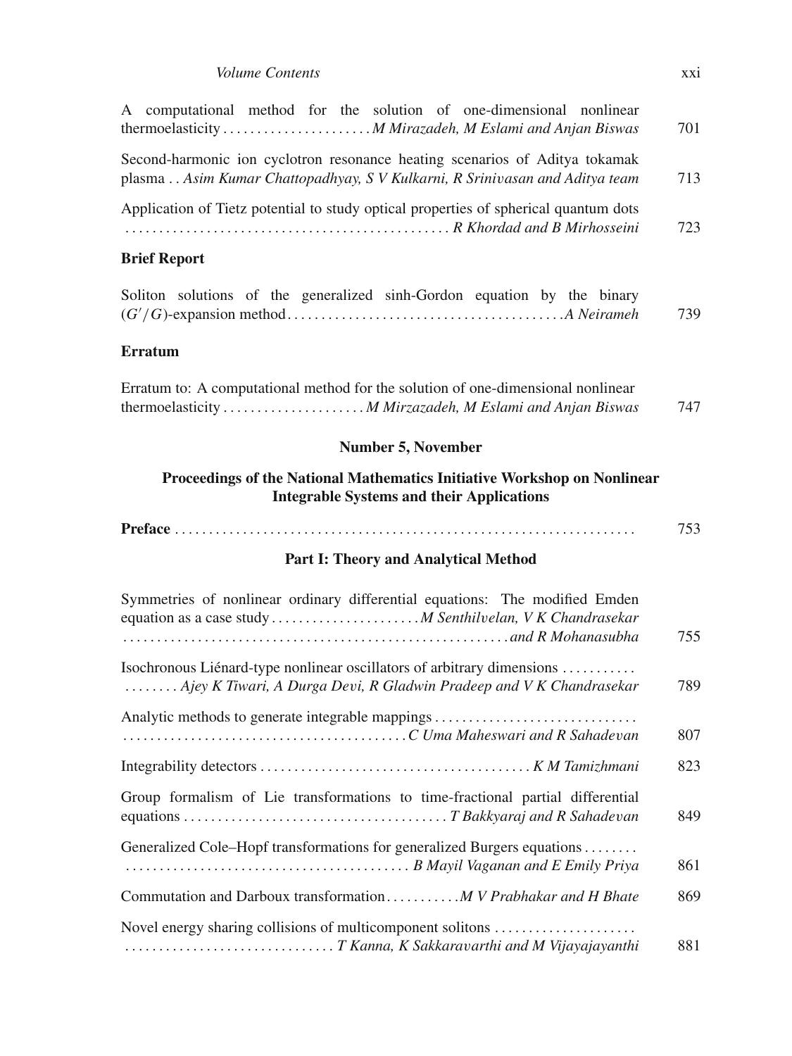A computational method for the solution of one-dimensional nonlinear thermoelasticity . . . . . . . . . . . . . . . . . . . . . . *M Mirazadeh, M Eslami and Anjan Biswas* 701

Second-harmonic ion cyclotron resonance heating scenarios of Aditya tokamak plasma . . *Asim Kumar Chattopadhyay, S V Kulkarni, R Srinivasan and Aditya team* 713

Application of Tietz potential to study optical properties of spherical quantum dots . . . . . . . . . . . . . . . . . . . . . . . . . . . . . . . . . . . . . . . . . . . . . . *R Khordad and B Mirhosseini* 723

**Brief Report**

Soliton solutions of the generalized sinh-Gordon equation by the binary $(G'/G)$-expansion method . . . . . . . . . . . . . . . . . . . . . . . . . . . . . . . . . . . . . . . *A Neirameh* 739

**Erratum**

Erratum to: A computational method for the solution of one-dimensional nonlinear thermoelasticity . . . . . . . . . . . . . . . . . . . . . *M Mirzazadeh, M Eslami and Anjan Biswas* 747

## Number 5, November

### Proceedings of the National Mathematics Initiative Workshop on Nonlinear Integrable Systems and their Applications

**Preface** . . . . . . . . . . . . . . . . . . . . . . . . . . . . . . . . . . . . . . . . . . . . . . . . . . . . . . . . . . . . . . . . . . 753

### Part I: Theory and Analytical Method

Symmetries of nonlinear ordinary differential equations: The modified Emden equation as a case study . . . . . . . . . . . . . . . . . . . . . . *M Senthilvelan, V K Chandrasekar* . . . . . . . . . . . . . . . . . . . . . . . . . . . . . . . . . . . . . . . . . . . . . . . . . . . . . . . *and R Mohanasubha* 755

Isochronous Liénard-type nonlinear oscillators of arbitrary dimensions . . . . . . . . . . . . . . . . . . . *Ajey K Tiwari, A Durga Devi, R Gladwin Pradeep and V K Chandrasekar* 789

Analytic methods to generate integrable mappings . . . . . . . . . . . . . . . . . . . . . . . . . . . . . . . . . . . . . . . . . . . . . . . . . . . . . . . . . . . . . . . . . . . . . *C Uma Maheswari and R Sahadevan* 807

Integrability detectors . . . . . . . . . . . . . . . . . . . . . . . . . . . . . . . . . . . . . . . . *K M Tamizhmani* 823

Group formalism of Lie transformations to time-fractional partial differential equations . . . . . . . . . . . . . . . . . . . . . . . . . . . . . . . . . . . . . . *T Bakkyaraj and R Sahadevan* 849

Generalized Cole–Hopf transformations for generalized Burgers equations . . . . . . . . . . . . . . . . . . . . . . . . . . . . . . . . . . . . . . . . . . . . . . . . . . *B Mayil Vaganan and E Emily Priya* 861

Commutation and Darboux transformation . . . . . . . . . . . *M V Prabhakar and H Bhate* 869

Novel energy sharing collisions of multicomponent solitons . . . . . . . . . . . . . . . . . . . . . . . . . . . . . . . . . . . . . . . . . . . . . . . . . . . *T Kanna, K Sakkaravarthi and M Vijayajayanthi* 881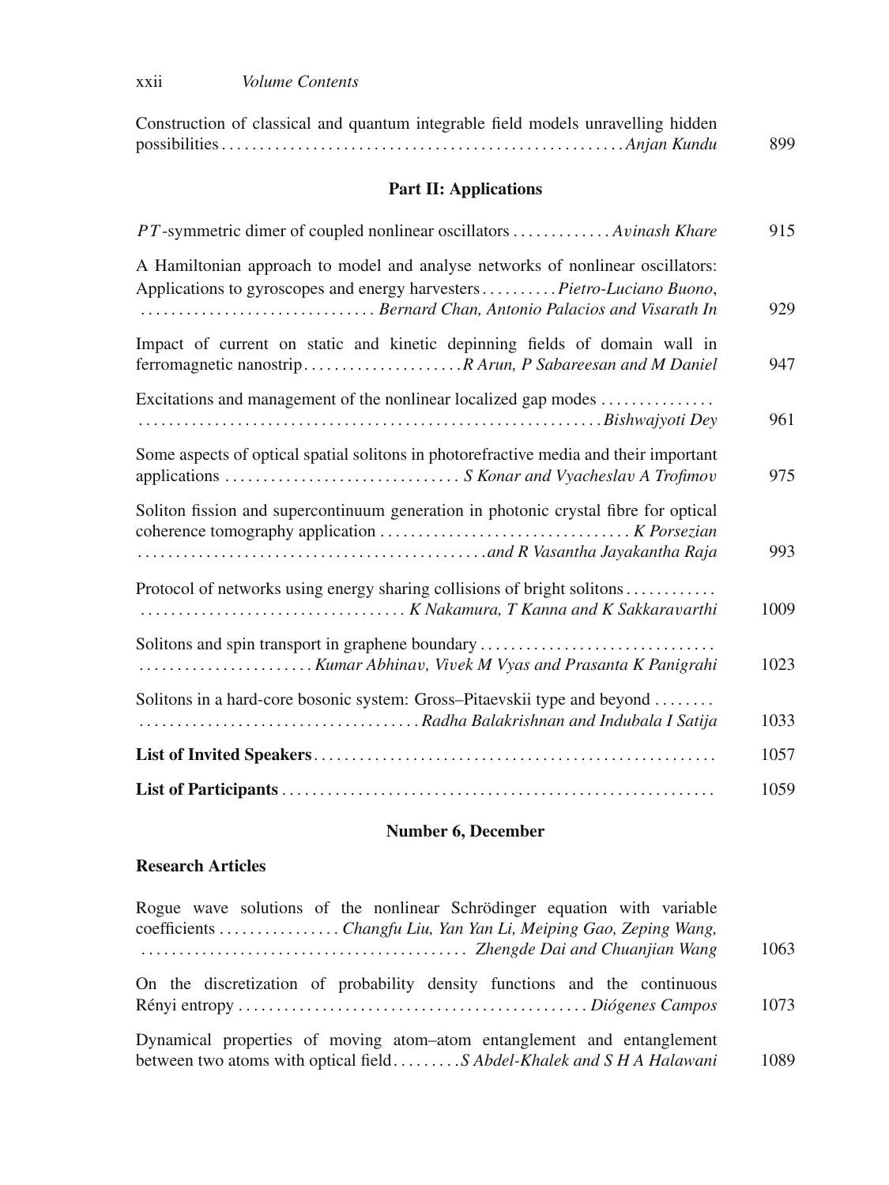Construction of classical and quantum integrable field models unravelling hidden possibilities . . . . . . . . . . *Anjan Kundu* 899

## Part II: Applications

$PT$-symmetric dimer of coupled nonlinear oscillators . . . . . . . . . . *Avinash Khare* 915

A Hamiltonian approach to model and analyse networks of nonlinear oscillators: Applications to gyroscopes and energy harvesters . . . . . . . . . . *Pietro-Luciano Buono, Bernard Chan, Antonio Palacios and Visarath In* 929

Impact of current on static and kinetic depinning fields of domain wall in ferromagnetic nanostrip . . . . . . . . . . *R Arun, P Sabareesan and M Daniel* 947

Excitations and management of the nonlinear localized gap modes . . . . . . . . . . *Bishwajyoti Dey* 961

Some aspects of optical spatial solitons in photorefractive media and their important applications . . . . . . . . . . *S Konar and Vyacheslav A Trofimov* 975

Soliton fission and supercontinuum generation in photonic crystal fibre for optical coherence tomography application . . . . . . . . . . *K Porsezian and R Vasantha Jayakantha Raja* 993

Protocol of networks using energy sharing collisions of bright solitons . . . . . . . . . . *K Nakamura, T Kanna and K Sakkaravarthi* 1009

Solitons and spin transport in graphene boundary . . . . . . . . . . *Kumar Abhinav, Vivek M Vyas and Prasanta K Panigrahi* 1023

Solitons in a hard-core bosonic system: Gross–Pitaevskii type and beyond . . . . . . . . . . *Radha Balakrishnan and Indubala I Satija* 1033

**List of Invited Speakers** . . . . . . . . . . 1057

**List of Participants** . . . . . . . . . . 1059

## Number 6, December

### Research Articles

Rogue wave solutions of the nonlinear Schrödinger equation with variable coefficients . . . . . . . . . . *Changfu Liu, Yan Yan Li, Meiping Gao, Zeping Wang, Zhengde Dai and Chuanjian Wang* 1063

On the discretization of probability density functions and the continuous Rényi entropy . . . . . . . . . . *Diógenes Campos* 1073

Dynamical properties of moving atom–atom entanglement and entanglement between two atoms with optical field . . . . . . . . . . *S Abdel-Khalek and S H A Halawani* 1089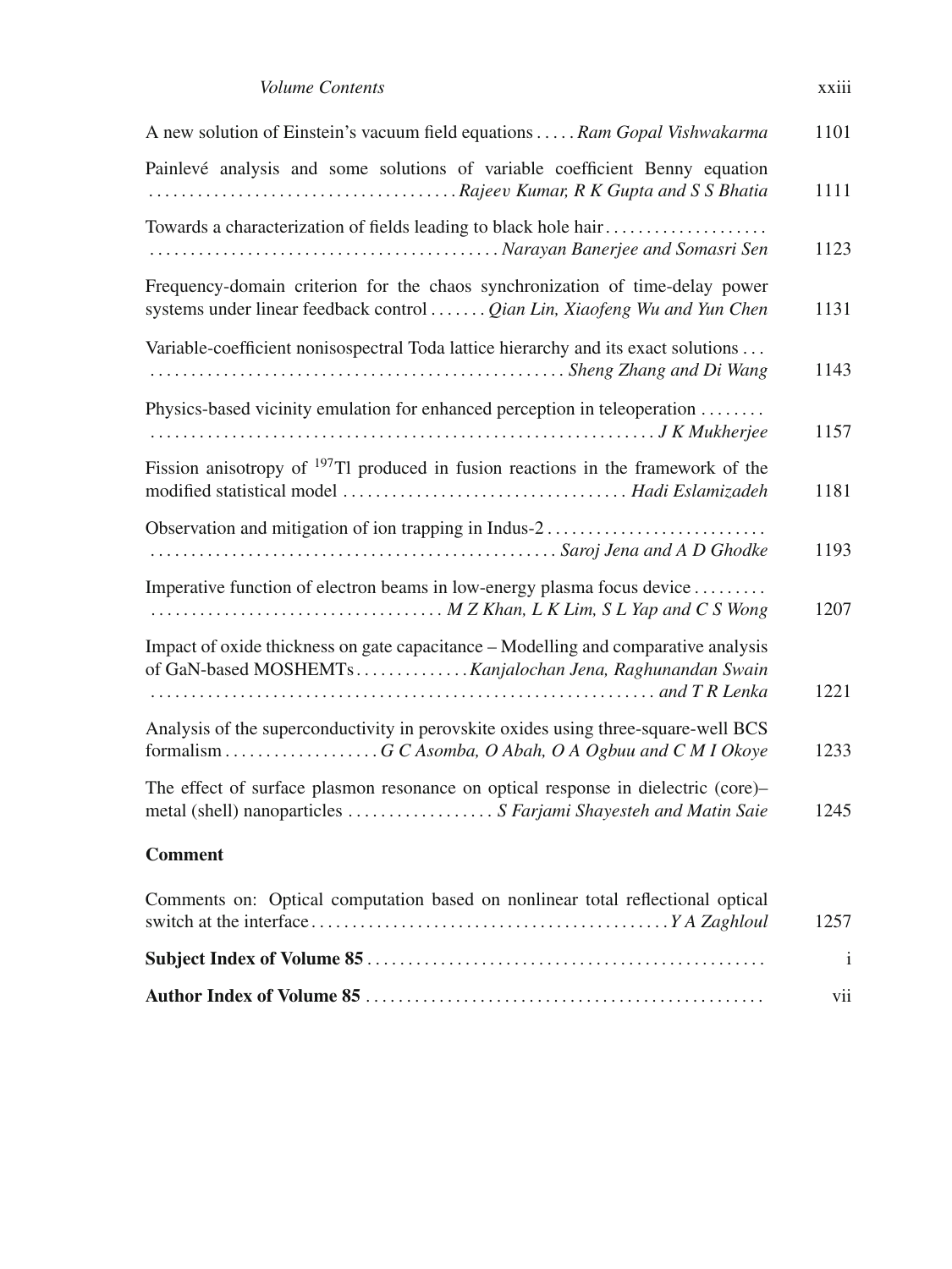A new solution of Einstein's vacuum field equations ..... *Ram Gopal Vishwakarma* 1101

Painlevé analysis and some solutions of variable coefficient Benny equation ..... *Rajeev Kumar, R K Gupta and S S Bhatia* 1111

Towards a characterization of fields leading to black hole hair ..... *Narayan Banerjee and Somasri Sen* 1123

Frequency-domain criterion for the chaos synchronization of time-delay power systems under linear feedback control ..... *Qian Lin, Xiaofeng Wu and Yun Chen* 1131

Variable-coefficient nonisospectral Toda lattice hierarchy and its exact solutions ..... *Sheng Zhang and Di Wang* 1143

Physics-based vicinity emulation for enhanced perception in teleoperation ..... *J K Mukherjee* 1157

Fission anisotropy of $^{197}$Tl produced in fusion reactions in the framework of the modified statistical model ..... *Hadi Eslamizadeh* 1181

Observation and mitigation of ion trapping in Indus-2 ..... *Saroj Jena and A D Ghodke* 1193

Imperative function of electron beams in low-energy plasma focus device ..... *M Z Khan, L K Lim, S L Yap and C S Wong* 1207

Impact of oxide thickness on gate capacitance – Modelling and comparative analysis of GaN-based MOSHEMTs ..... *Kanjalochan Jena, Raghunandan Swain and T R Lenka* 1221

Analysis of the superconductivity in perovskite oxides using three-square-well BCS formalism ..... *G C Asomba, O Abah, O A Ogbuu and C M I Okoye* 1233

The effect of surface plasmon resonance on optical response in dielectric (core)–metal (shell) nanoparticles ..... *S Farjami Shayesteh and Matin Saie* 1245

**Comment**

Comments on: Optical computation based on nonlinear total reflectional optical switch at the interface ..... *Y A Zaghloul* 1257

**Subject Index of Volume 85** ..... i

**Author Index of Volume 85** ..... vii